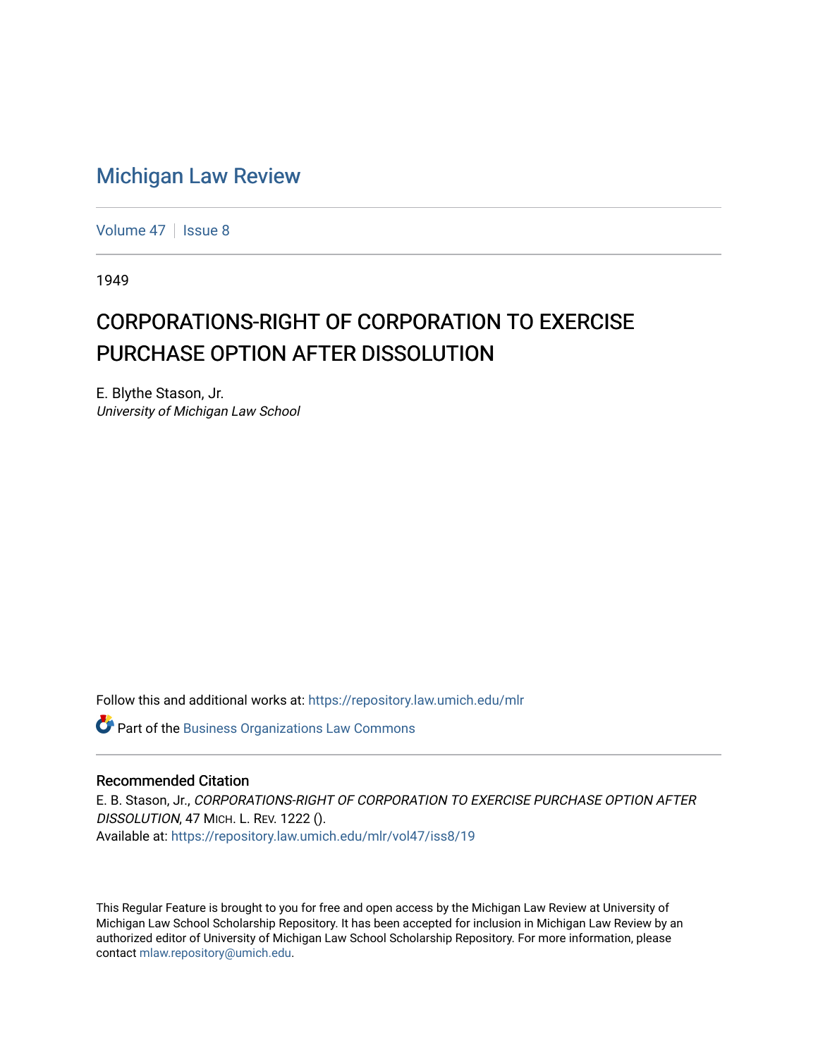# Michigan Law Review

Volume 47 | Issue 8

1949

## CORPORATIONS-RIGHT OF CORPORATION TO EXERCISE PURCHASE OPTION AFTER DISSOLUTION

E. Blythe Stason, Jr.
*University of Michigan Law School*

Follow this and additional works at: https://repository.law.umich.edu/mlr

Part of the Business Organizations Law Commons

### Recommended Citation

E. B. Stason, Jr., *CORPORATIONS-RIGHT OF CORPORATION TO EXERCISE PURCHASE OPTION AFTER DISSOLUTION*, 47 MICH. L. REV. 1222 ().
Available at: https://repository.law.umich.edu/mlr/vol47/iss8/19

This Regular Feature is brought to you for free and open access by the Michigan Law Review at University of Michigan Law School Scholarship Repository. It has been accepted for inclusion in Michigan Law Review by an authorized editor of University of Michigan Law School Scholarship Repository. For more information, please contact mlaw.repository@umich.edu.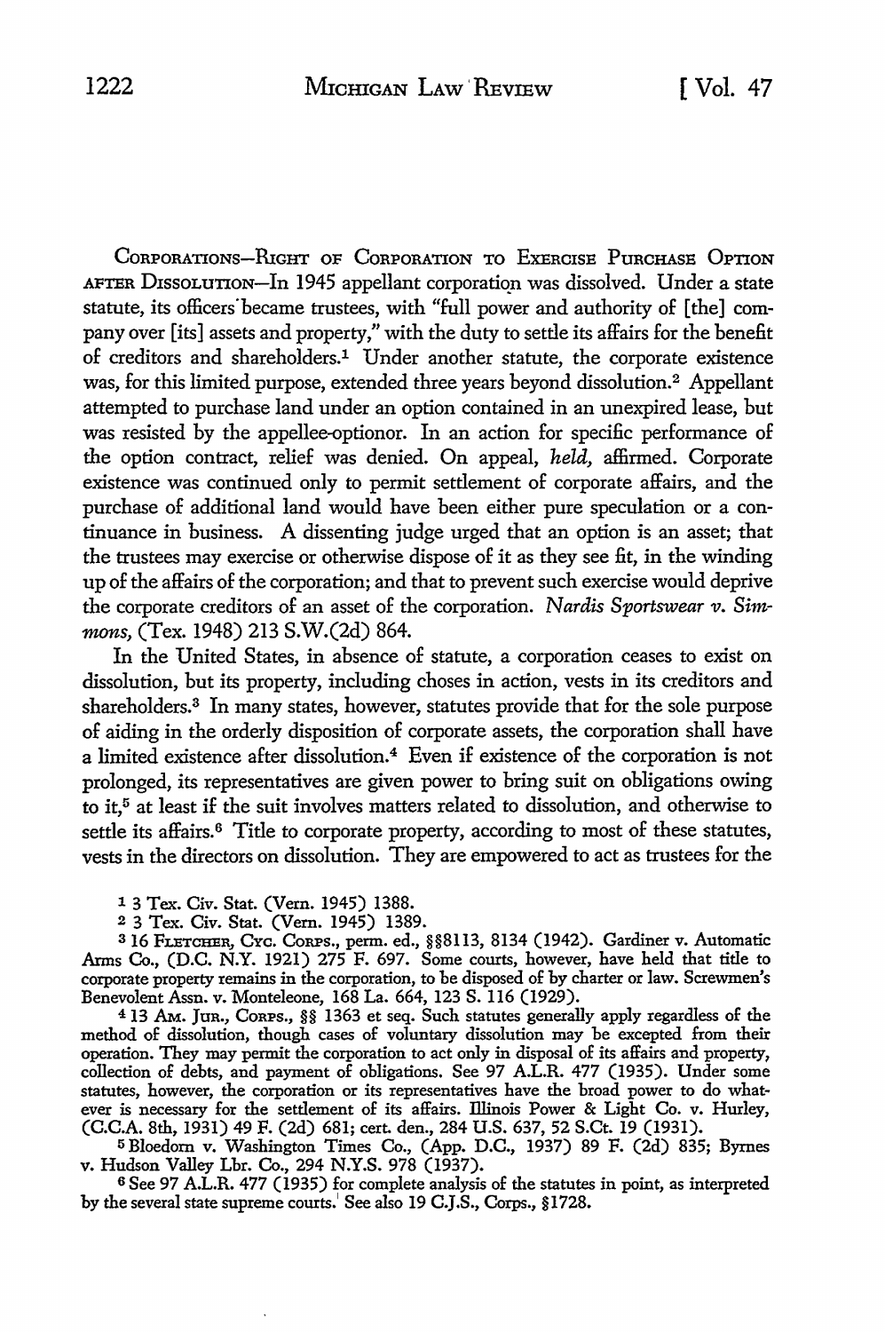CORPORATIONS—RIGHT OF CORPORATION TO EXERCISE PURCHASE OPTION AFTER DISSOLUTION—In 1945 appellant corporation was dissolved. Under a state statute, its officers became trustees, with "full power and authority of [the] company over [its] assets and property," with the duty to settle its affairs for the benefit of creditors and shareholders.[1] Under another statute, the corporate existence was, for this limited purpose, extended three years beyond dissolution.[2] Appellant attempted to purchase land under an option contained in an unexpired lease, but was resisted by the appellee-optionor. In an action for specific performance of the option contract, relief was denied. On appeal, *held,* affirmed. Corporate existence was continued only to permit settlement of corporate affairs, and the purchase of additional land would have been either pure speculation or a continuance in business. A dissenting judge urged that an option is an asset; that the trustees may exercise or otherwise dispose of it as they see fit, in the winding up of the affairs of the corporation; and that to prevent such exercise would deprive the corporate creditors of an asset of the corporation. *Nardis Sportswear v. Simmons,* (Tex. 1948) 213 S.W.(2d) 864.

In the United States, in absence of statute, a corporation ceases to exist on dissolution, but its property, including choses in action, vests in its creditors and shareholders.[3] In many states, however, statutes provide that for the sole purpose of aiding in the orderly disposition of corporate assets, the corporation shall have a limited existence after dissolution.[4] Even if existence of the corporation is not prolonged, its representatives are given power to bring suit on obligations owing to it,[5] at least if the suit involves matters related to dissolution, and otherwise to settle its affairs.[6] Title to corporate property, according to most of these statutes, vests in the directors on dissolution. They are empowered to act as trustees for the

[1] 3 Tex. Civ. Stat. (Vern. 1945) 1388.

[2] 3 Tex. Civ. Stat. (Vern. 1945) 1389.

[3] 16 FLETCHER, CYC. CORPS., perm. ed., §§8113, 8134 (1942). Gardiner v. Automatic Arms Co., (D.C. N.Y. 1921) 275 F. 697. Some courts, however, have held that title to corporate property remains in the corporation, to be disposed of by charter or law. Screwmen's Benevolent Assn. v. Monteleone, 168 La. 664, 123 S. 116 (1929).

[4] 13 AM. JUR., CORPS., §§ 1363 et seq. Such statutes generally apply regardless of the method of dissolution, though cases of voluntary dissolution may be excepted from their operation. They may permit the corporation to act only in disposal of its affairs and property, collection of debts, and payment of obligations. See 97 A.L.R. 477 (1935). Under some statutes, however, the corporation or its representatives have the broad power to do whatever is necessary for the settlement of its affairs. Illinois Power & Light Co. v. Hurley, (C.C.A. 8th, 1931) 49 F. (2d) 681; cert. den., 284 U.S. 637, 52 S.Ct. 19 (1931).

[5] Bloedorn v. Washington Times Co., (App. D.C., 1937) 89 F. (2d) 835; Byrnes v. Hudson Valley Lbr. Co., 294 N.Y.S. 978 (1937).

[6] See 97 A.L.R. 477 (1935) for complete analysis of the statutes in point, as interpreted by the several state supreme courts. See also 19 C.J.S., Corps., §1728.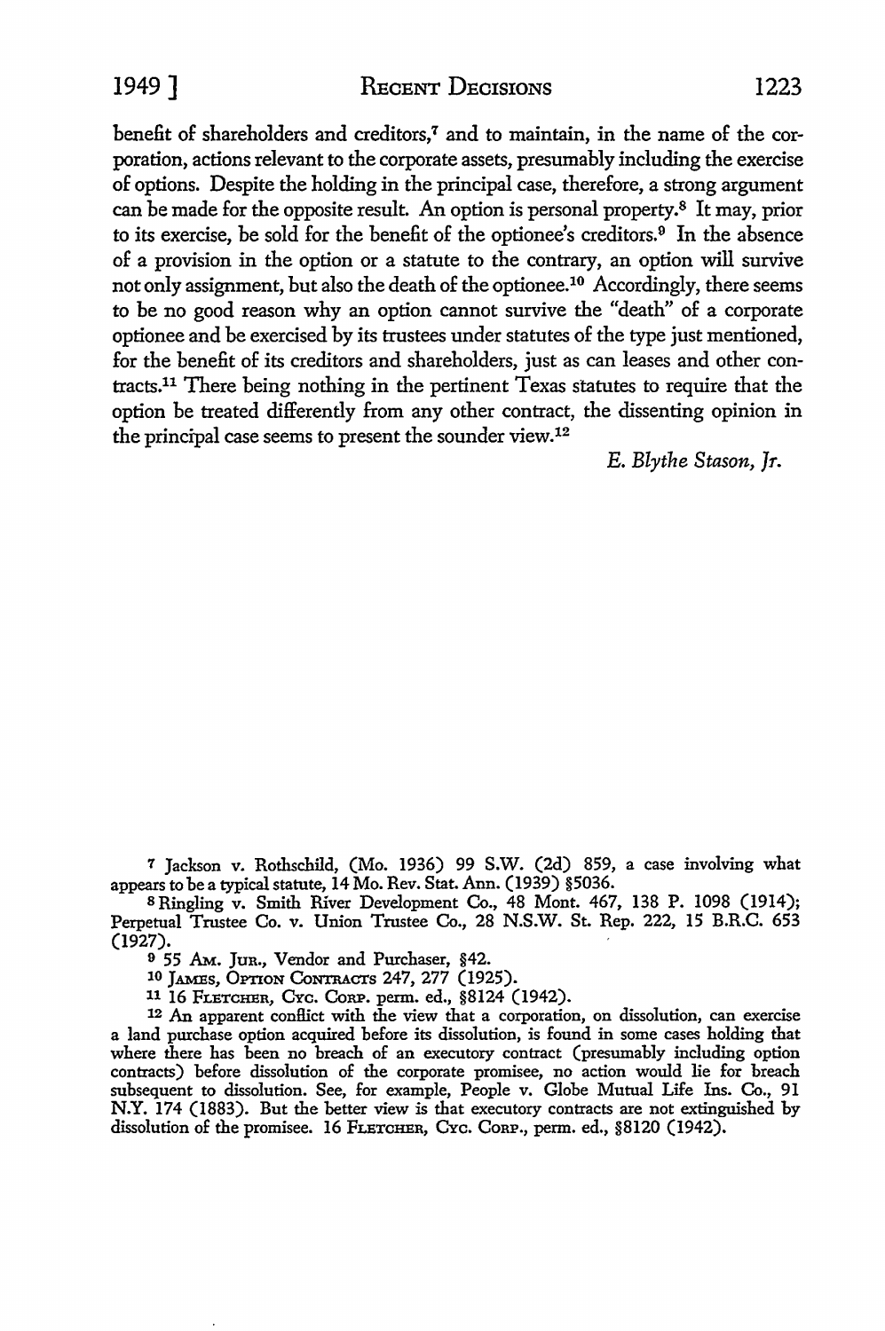benefit of shareholders and creditors,[7] and to maintain, in the name of the corporation, actions relevant to the corporate assets, presumably including the exercise of options. Despite the holding in the principal case, therefore, a strong argument can be made for the opposite result. An option is personal property.[8] It may, prior to its exercise, be sold for the benefit of the optionee's creditors.[9] In the absence of a provision in the option or a statute to the contrary, an option will survive not only assignment, but also the death of the optionee.[10] Accordingly, there seems to be no good reason why an option cannot survive the "death" of a corporate optionee and be exercised by its trustees under statutes of the type just mentioned, for the benefit of its creditors and shareholders, just as can leases and other contracts.[11] There being nothing in the pertinent Texas statutes to require that the option be treated differently from any other contract, the dissenting opinion in the principal case seems to present the sounder view.[12]

*E. Blythe Stason, Jr.*

---

[7] Jackson v. Rothschild, (Mo. 1936) 99 S.W. (2d) 859, a case involving what appears to be a typical statute, 14 Mo. Rev. Stat. Ann. (1939) §5036.

[8] Ringling v. Smith River Development Co., 48 Mont. 467, 138 P. 1098 (1914); Perpetual Trustee Co. v. Union Trustee Co., 28 N.S.W. St. Rep. 222, 15 B.R.C. 653 (1927).

[9] 55 Am. Jur., Vendor and Purchaser, §42.

[10] James, Option Contracts 247, 277 (1925).

[11] 16 Fletcher, Cyc. Corp. perm. ed., §8124 (1942).

[12] An apparent conflict with the view that a corporation, on dissolution, can exercise a land purchase option acquired before its dissolution, is found in some cases holding that where there has been no breach of an executory contract (presumably including option contracts) before dissolution of the corporate promisee, no action would lie for breach subsequent to dissolution. See, for example, People v. Globe Mutual Life Ins. Co., 91 N.Y. 174 (1883). But the better view is that executory contracts are not extinguished by dissolution of the promisee. 16 Fletcher, Cyc. Corp., perm. ed., §8120 (1942).